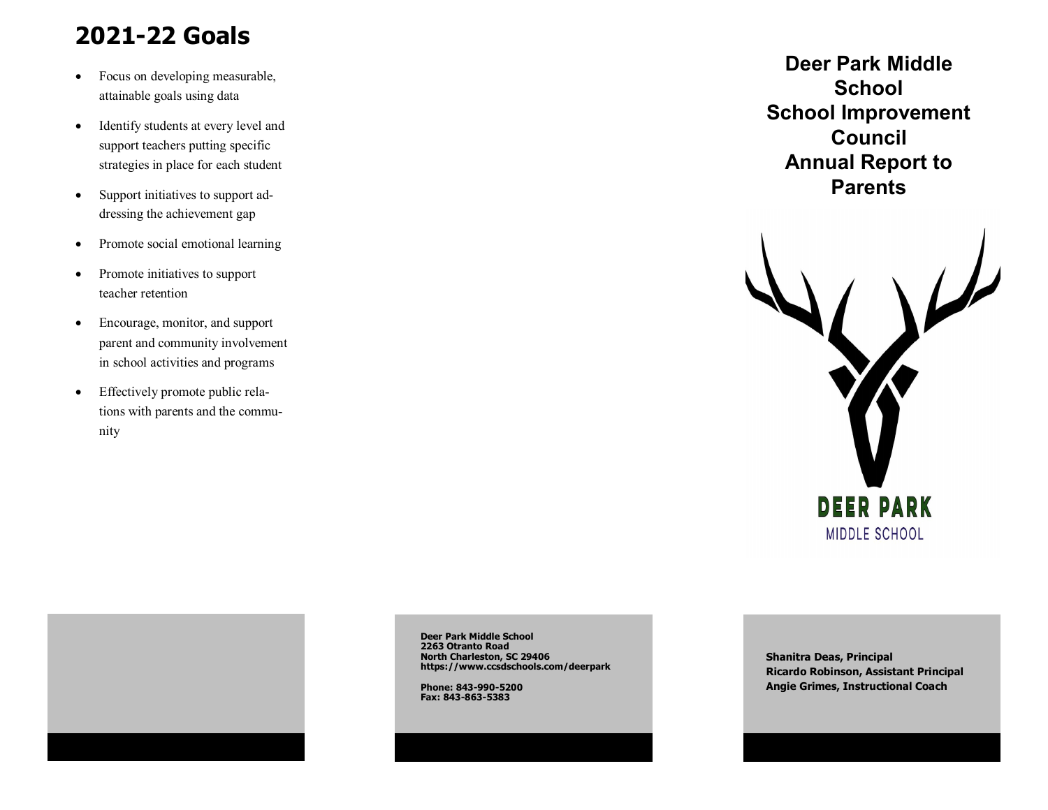## 2021-22 Goals

- Focus on developing measurable, attainable goals using data
- Identify students at every level and support teachers putting specific strategies in place for each student
- Support initiatives to support addressing the achievement gap
- Promote social emotional learning
- Promote initiatives to support teacher retention
- Encourage, monitor, and support parent and community involvement in school activities and programs
- Effectively promote public relations with parents and the community

**Deer Park Middle School**
**2263 Otranto Road**
**North Charleston, SC 29406**
**https://www.ccsdschools.com/deerpark**

**Phone: 843-990-5200**
**Fax: 843-863-5383**

# Deer Park Middle School School Improvement Council Annual Report to Parents

DEER PARK
MIDDLE SCHOOL

**Shanitra Deas, Principal**
**Ricardo Robinson, Assistant Principal**
**Angie Grimes, Instructional Coach**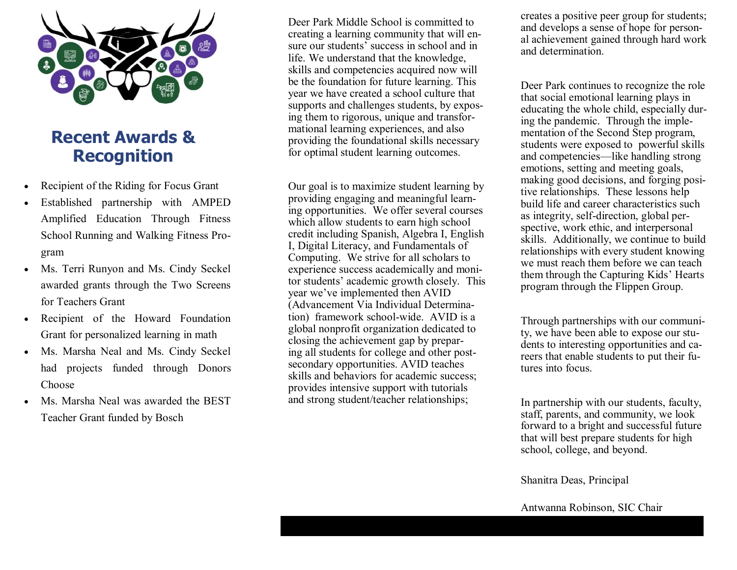## Recent Awards & Recognition

- Recipient of the Riding for Focus Grant
- Established partnership with AMPED Amplified Education Through Fitness School Running and Walking Fitness Program
- Ms. Terri Runyon and Ms. Cindy Seckel awarded grants through the Two Screens for Teachers Grant
- Recipient of the Howard Foundation Grant for personalized learning in math
- Ms. Marsha Neal and Ms. Cindy Seckel had projects funded through Donors Choose
- Ms. Marsha Neal was awarded the BEST Teacher Grant funded by Bosch

Deer Park Middle School is committed to creating a learning community that will ensure our students' success in school and in life. We understand that the knowledge, skills and competencies acquired now will be the foundation for future learning. This year we have created a school culture that supports and challenges students, by exposing them to rigorous, unique and transformational learning experiences, and also providing the foundational skills necessary for optimal student learning outcomes.

Our goal is to maximize student learning by providing engaging and meaningful learning opportunities. We offer several courses which allow students to earn high school credit including Spanish, Algebra I, English I, Digital Literacy, and Fundamentals of Computing. We strive for all scholars to experience success academically and monitor students' academic growth closely. This year we've implemented then AVID (Advancement Via Individual Determination) framework school-wide. AVID is a global nonprofit organization dedicated to closing the achievement gap by preparing all students for college and other post-secondary opportunities. AVID teaches skills and behaviors for academic success; provides intensive support with tutorials and strong student/teacher relationships; creates a positive peer group for students; and develops a sense of hope for personal achievement gained through hard work and determination.

Deer Park continues to recognize the role that social emotional learning plays in educating the whole child, especially during the pandemic. Through the implementation of the Second Step program, students were exposed to powerful skills and competencies—like handling strong emotions, setting and meeting goals, making good decisions, and forging positive relationships. These lessons help build life and career characteristics such as integrity, self-direction, global perspective, work ethic, and interpersonal skills. Additionally, we continue to build relationships with every student knowing we must reach them before we can teach them through the Capturing Kids' Hearts program through the Flippen Group.

Through partnerships with our community, we have been able to expose our students to interesting opportunities and careers that enable students to put their futures into focus.

In partnership with our students, faculty, staff, parents, and community, we look forward to a bright and successful future that will best prepare students for high school, college, and beyond.

Shanitra Deas, Principal

Antwanna Robinson, SIC Chair